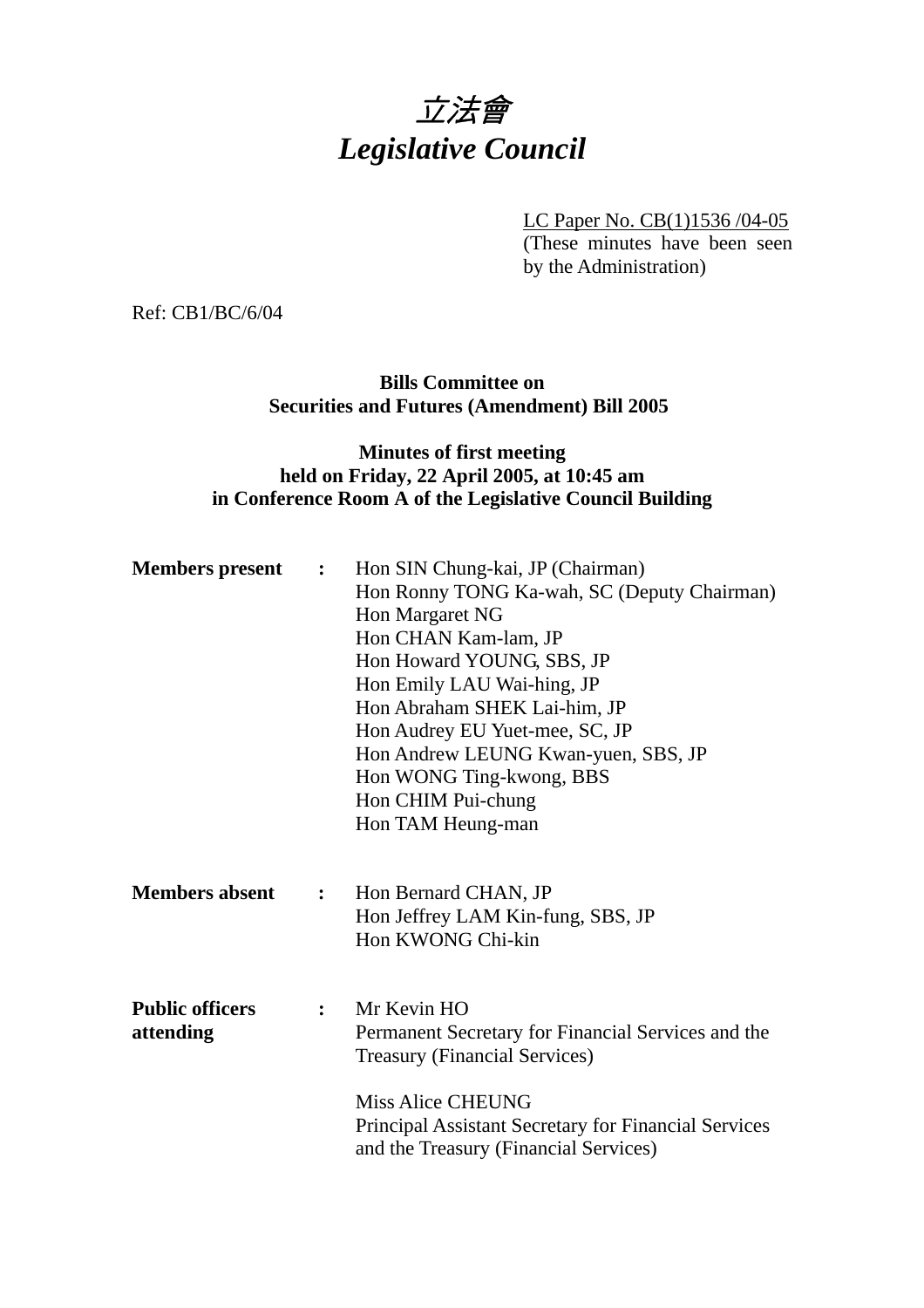# *立法會*
# *Legislative Council*

LC Paper No. CB(1)1536 /04-05
(These minutes have been seen by the Administration)

Ref: CB1/BC/6/04

**Bills Committee on**
**Securities and Futures (Amendment) Bill 2005**

**Minutes of first meeting**
**held on Friday, 22 April 2005, at 10:45 am**
**in Conference Room A of the Legislative Council Building**

**Members present** : Hon SIN Chung-kai, JP (Chairman)
Hon Ronny TONG Ka-wah, SC (Deputy Chairman)
Hon Margaret NG
Hon CHAN Kam-lam, JP
Hon Howard YOUNG, SBS, JP
Hon Emily LAU Wai-hing, JP
Hon Abraham SHEK Lai-him, JP
Hon Audrey EU Yuet-mee, SC, JP
Hon Andrew LEUNG Kwan-yuen, SBS, JP
Hon WONG Ting-kwong, BBS
Hon CHIM Pui-chung
Hon TAM Heung-man

**Members absent** : Hon Bernard CHAN, JP
Hon Jeffrey LAM Kin-fung, SBS, JP
Hon KWONG Chi-kin

**Public officers attending** : Mr Kevin HO
Permanent Secretary for Financial Services and the Treasury (Financial Services)

Miss Alice CHEUNG
Principal Assistant Secretary for Financial Services and the Treasury (Financial Services)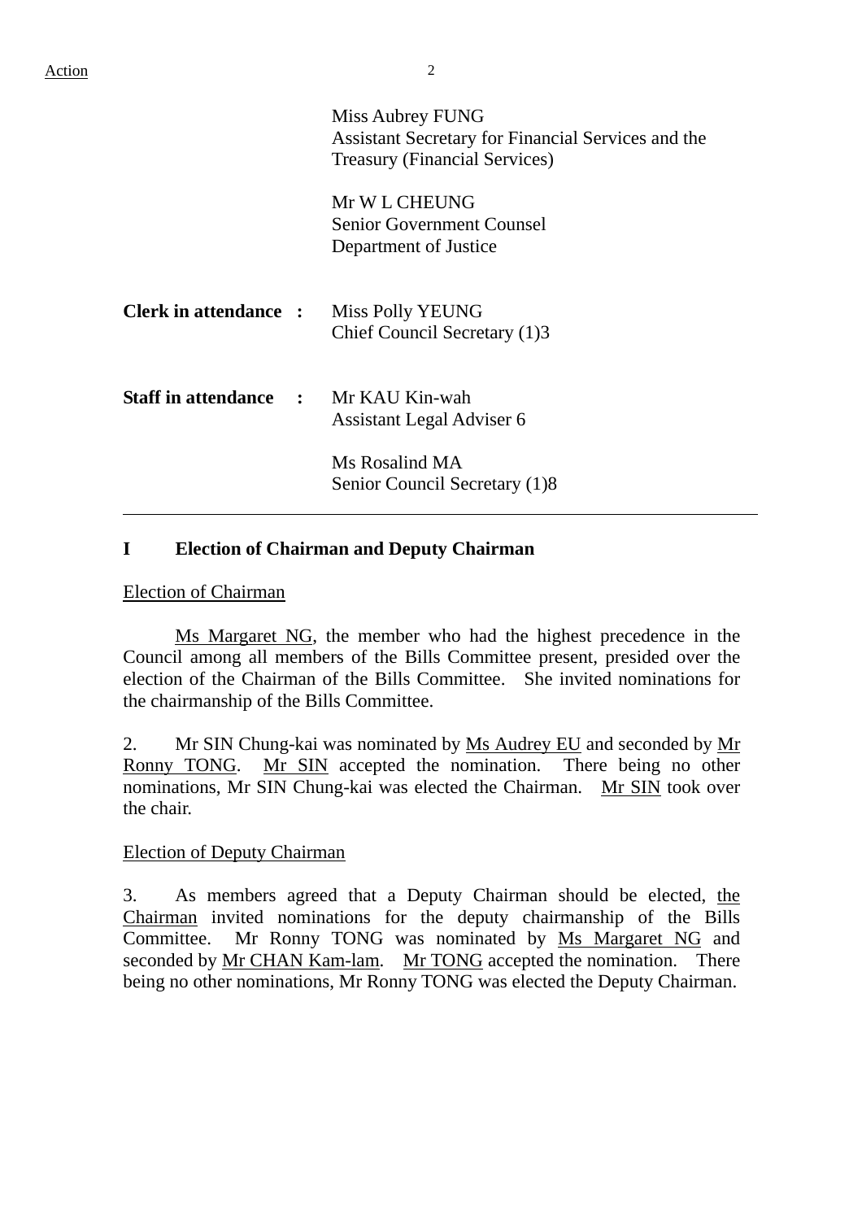Action

| | |
|---|---|
| | Miss Aubrey FUNG<br>Assistant Secretary for Financial Services and the Treasury (Financial Services) |
| | Mr W L CHEUNG<br>Senior Government Counsel<br>Department of Justice |
| **Clerk in attendance :** | Miss Polly YEUNG<br>Chief Council Secretary (1)3 |
| **Staff in attendance :** | Mr KAU Kin-wah<br>Assistant Legal Adviser 6 |
| | Ms Rosalind MA<br>Senior Council Secretary (1)8 |

---

## I Election of Chairman and Deputy Chairman

Election of Chairman

Ms Margaret NG, the member who had the highest precedence in the Council among all members of the Bills Committee present, presided over the election of the Chairman of the Bills Committee. She invited nominations for the chairmanship of the Bills Committee.

2. Mr SIN Chung-kai was nominated by Ms Audrey EU and seconded by Mr Ronny TONG. Mr SIN accepted the nomination. There being no other nominations, Mr SIN Chung-kai was elected the Chairman. Mr SIN took over the chair.

Election of Deputy Chairman

3. As members agreed that a Deputy Chairman should be elected, the Chairman invited nominations for the deputy chairmanship of the Bills Committee. Mr Ronny TONG was nominated by Ms Margaret NG and seconded by Mr CHAN Kam-lam. Mr TONG accepted the nomination. There being no other nominations, Mr Ronny TONG was elected the Deputy Chairman.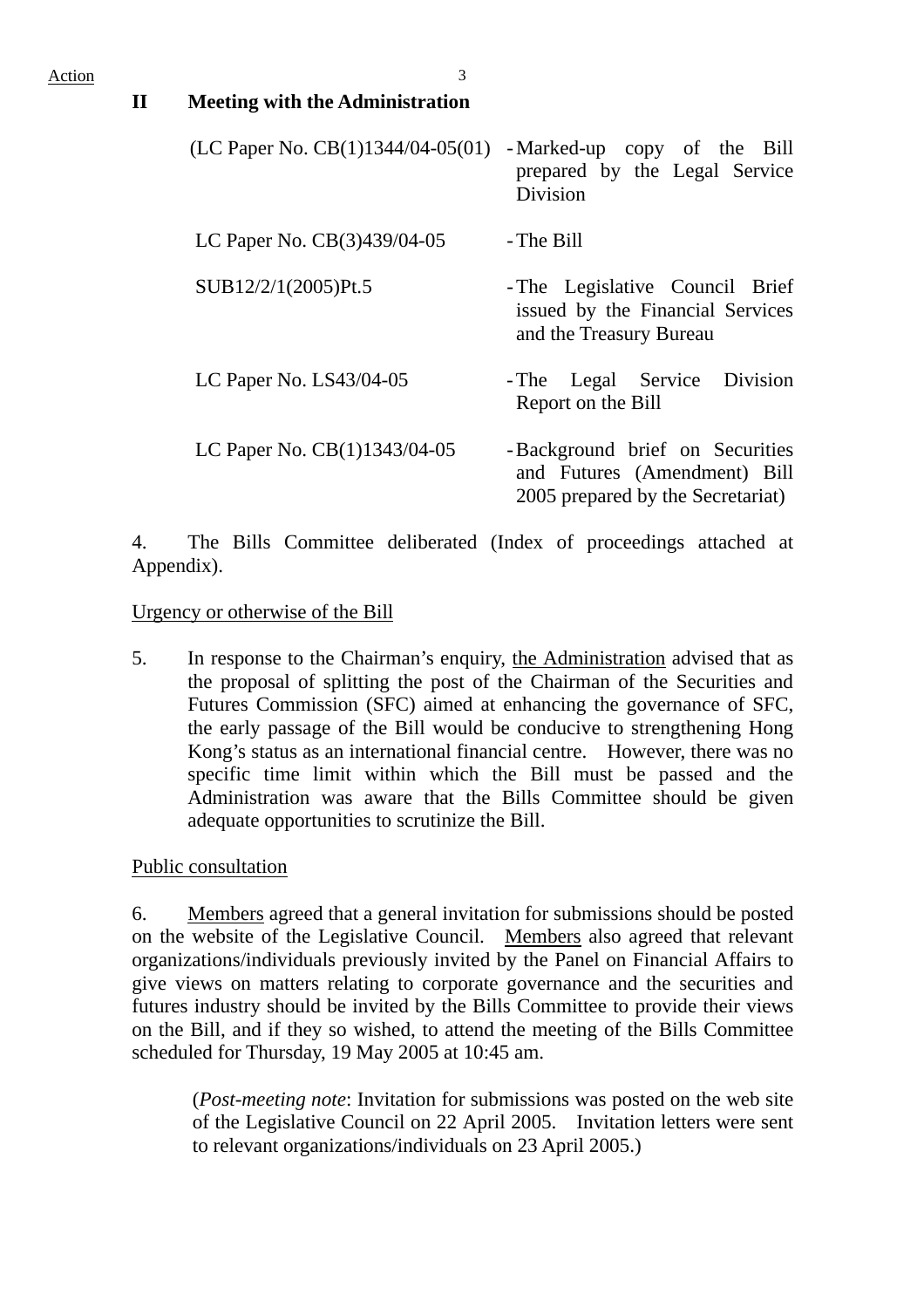Action

## II Meeting with the Administration

| | |
|---|---|
| (LC Paper No. CB(1)1344/04-05(01) | - Marked-up copy of the Bill prepared by the Legal Service Division |
| LC Paper No. CB(3)439/04-05 | - The Bill |
| SUB12/2/1(2005)Pt.5 | - The Legislative Council Brief issued by the Financial Services and the Treasury Bureau |
| LC Paper No. LS43/04-05 | - The Legal Service Division Report on the Bill |
| LC Paper No. CB(1)1343/04-05 | - Background brief on Securities and Futures (Amendment) Bill 2005 prepared by the Secretariat) |

4. The Bills Committee deliberated (Index of proceedings attached at Appendix).

Urgency or otherwise of the Bill

5. In response to the Chairman's enquiry, the Administration advised that as the proposal of splitting the post of the Chairman of the Securities and Futures Commission (SFC) aimed at enhancing the governance of SFC, the early passage of the Bill would be conducive to strengthening Hong Kong's status as an international financial centre. However, there was no specific time limit within which the Bill must be passed and the Administration was aware that the Bills Committee should be given adequate opportunities to scrutinize the Bill.

Public consultation

6. Members agreed that a general invitation for submissions should be posted on the website of the Legislative Council. Members also agreed that relevant organizations/individuals previously invited by the Panel on Financial Affairs to give views on matters relating to corporate governance and the securities and futures industry should be invited by the Bills Committee to provide their views on the Bill, and if they so wished, to attend the meeting of the Bills Committee scheduled for Thursday, 19 May 2005 at 10:45 am.

(*Post-meeting note*: Invitation for submissions was posted on the web site of the Legislative Council on 22 April 2005. Invitation letters were sent to relevant organizations/individuals on 23 April 2005.)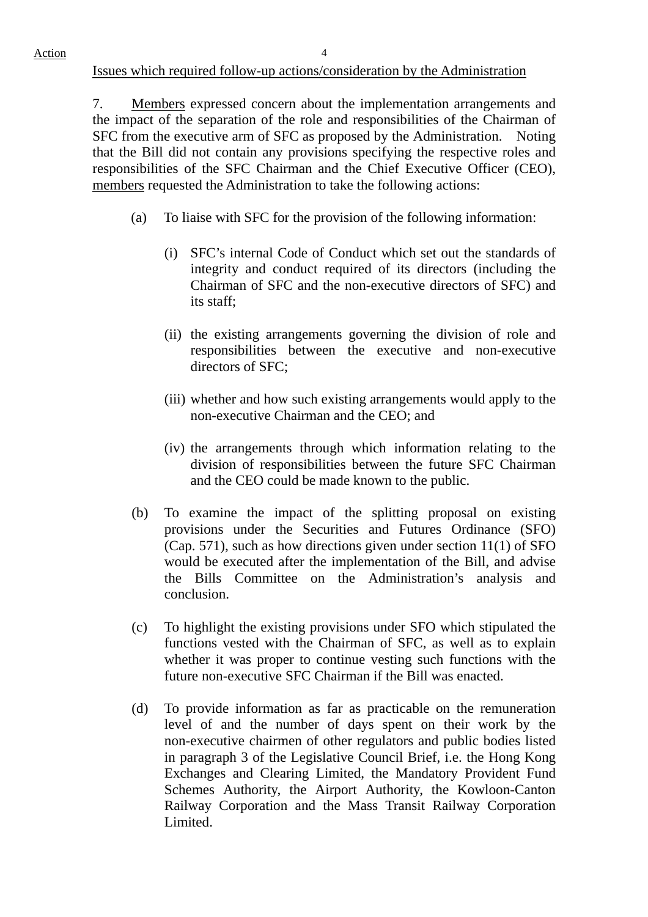Action

Issues which required follow-up actions/consideration by the Administration

7. Members expressed concern about the implementation arrangements and the impact of the separation of the role and responsibilities of the Chairman of SFC from the executive arm of SFC as proposed by the Administration. Noting that the Bill did not contain any provisions specifying the respective roles and responsibilities of the SFC Chairman and the Chief Executive Officer (CEO), members requested the Administration to take the following actions:

(a) To liaise with SFC for the provision of the following information:

   (i) SFC's internal Code of Conduct which set out the standards of integrity and conduct required of its directors (including the Chairman of SFC and the non-executive directors of SFC) and its staff;

   (ii) the existing arrangements governing the division of role and responsibilities between the executive and non-executive directors of SFC;

   (iii) whether and how such existing arrangements would apply to the non-executive Chairman and the CEO; and

   (iv) the arrangements through which information relating to the division of responsibilities between the future SFC Chairman and the CEO could be made known to the public.

(b) To examine the impact of the splitting proposal on existing provisions under the Securities and Futures Ordinance (SFO) (Cap. 571), such as how directions given under section 11(1) of SFO would be executed after the implementation of the Bill, and advise the Bills Committee on the Administration's analysis and conclusion.

(c) To highlight the existing provisions under SFO which stipulated the functions vested with the Chairman of SFC, as well as to explain whether it was proper to continue vesting such functions with the future non-executive SFC Chairman if the Bill was enacted.

(d) To provide information as far as practicable on the remuneration level of and the number of days spent on their work by the non-executive chairmen of other regulators and public bodies listed in paragraph 3 of the Legislative Council Brief, i.e. the Hong Kong Exchanges and Clearing Limited, the Mandatory Provident Fund Schemes Authority, the Airport Authority, the Kowloon-Canton Railway Corporation and the Mass Transit Railway Corporation Limited.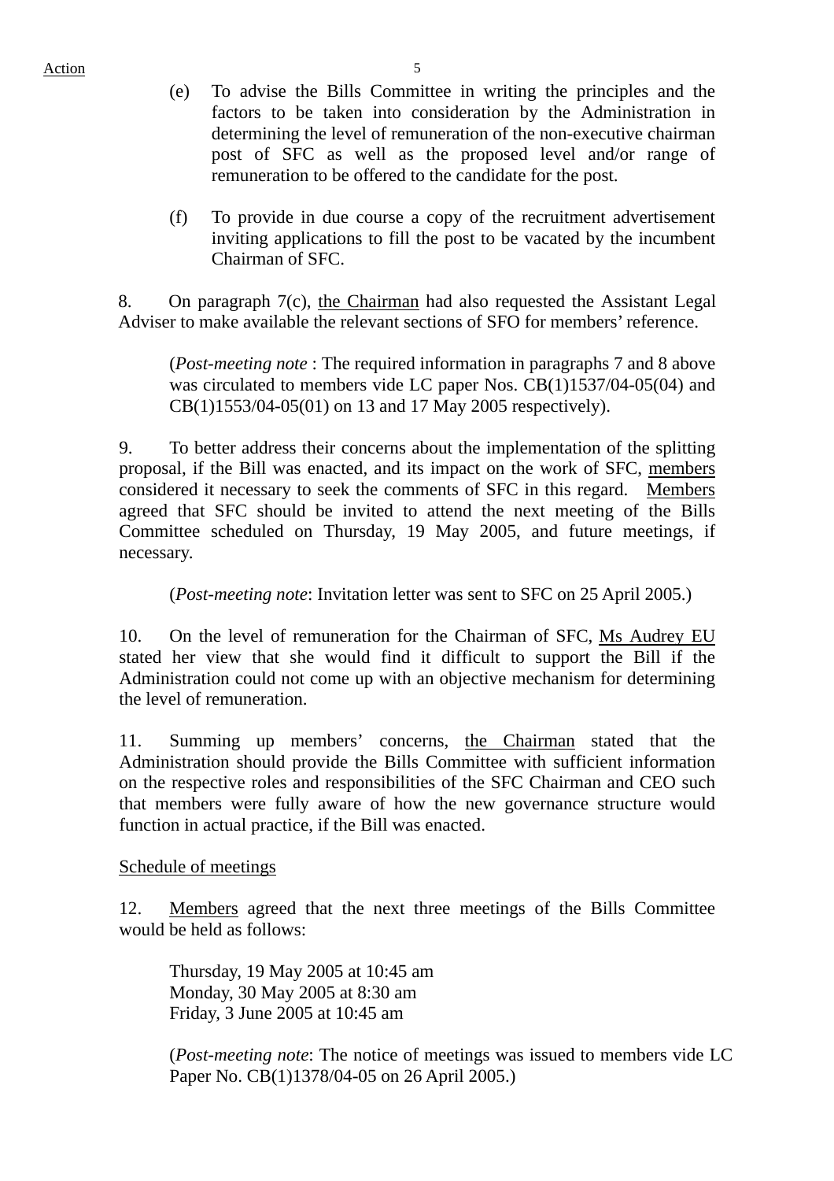(e) To advise the Bills Committee in writing the principles and the factors to be taken into consideration by the Administration in determining the level of remuneration of the non-executive chairman post of SFC as well as the proposed level and/or range of remuneration to be offered to the candidate for the post.

(f) To provide in due course a copy of the recruitment advertisement inviting applications to fill the post to be vacated by the incumbent Chairman of SFC.

8. On paragraph 7(c), the Chairman had also requested the Assistant Legal Adviser to make available the relevant sections of SFO for members' reference.

(*Post-meeting note* : The required information in paragraphs 7 and 8 above was circulated to members vide LC paper Nos. CB(1)1537/04-05(04) and CB(1)1553/04-05(01) on 13 and 17 May 2005 respectively).

9. To better address their concerns about the implementation of the splitting proposal, if the Bill was enacted, and its impact on the work of SFC, members considered it necessary to seek the comments of SFC in this regard. Members agreed that SFC should be invited to attend the next meeting of the Bills Committee scheduled on Thursday, 19 May 2005, and future meetings, if necessary.

(*Post-meeting note*: Invitation letter was sent to SFC on 25 April 2005.)

10. On the level of remuneration for the Chairman of SFC, Ms Audrey EU stated her view that she would find it difficult to support the Bill if the Administration could not come up with an objective mechanism for determining the level of remuneration.

11. Summing up members' concerns, the Chairman stated that the Administration should provide the Bills Committee with sufficient information on the respective roles and responsibilities of the SFC Chairman and CEO such that members were fully aware of how the new governance structure would function in actual practice, if the Bill was enacted.

Schedule of meetings

12. Members agreed that the next three meetings of the Bills Committee would be held as follows:

Thursday, 19 May 2005 at 10:45 am
Monday, 30 May 2005 at 8:30 am
Friday, 3 June 2005 at 10:45 am

(*Post-meeting note*: The notice of meetings was issued to members vide LC Paper No. CB(1)1378/04-05 on 26 April 2005.)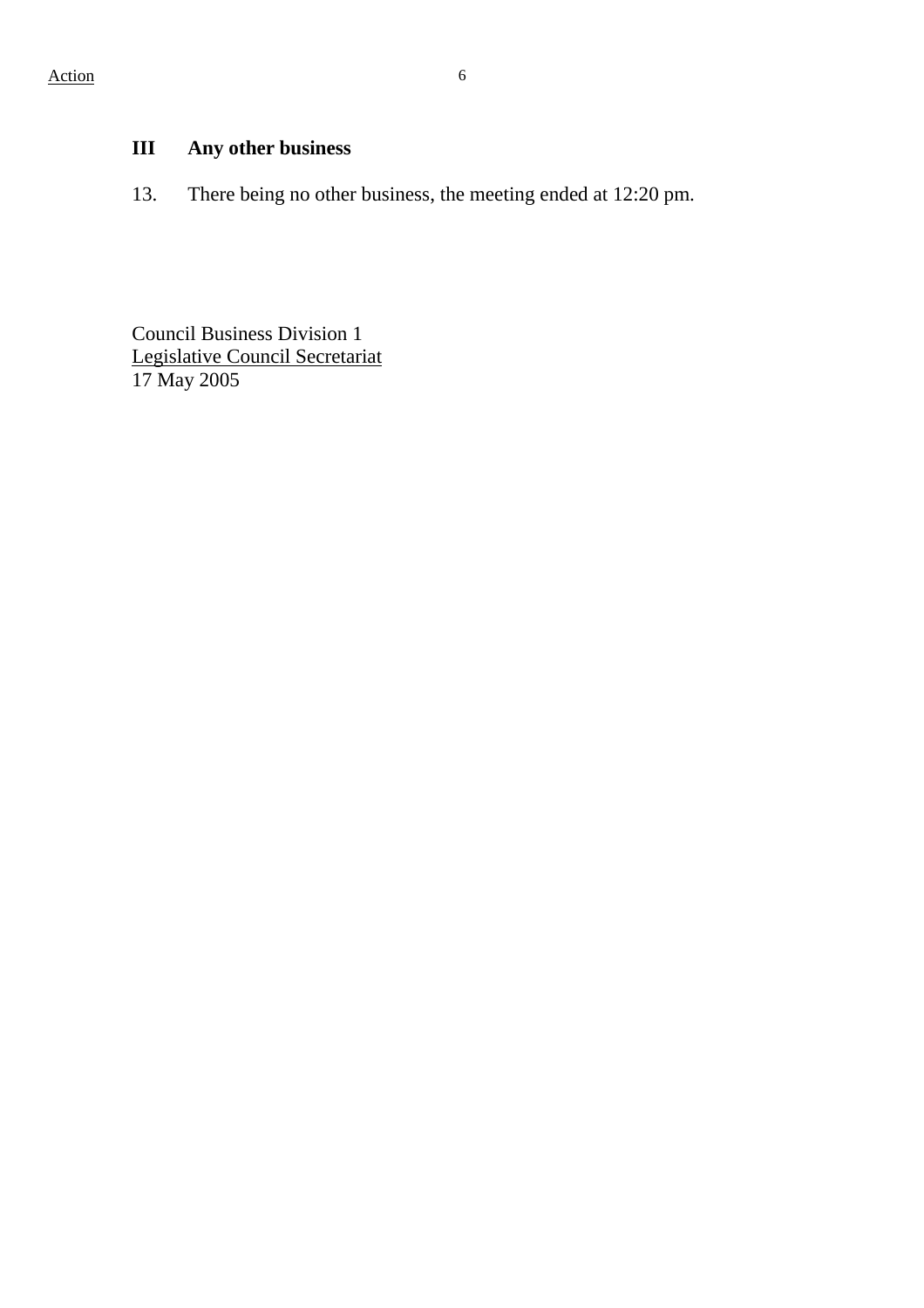## III Any other business

13. There being no other business, the meeting ended at 12:20 pm.

Council Business Division 1
Legislative Council Secretariat
17 May 2005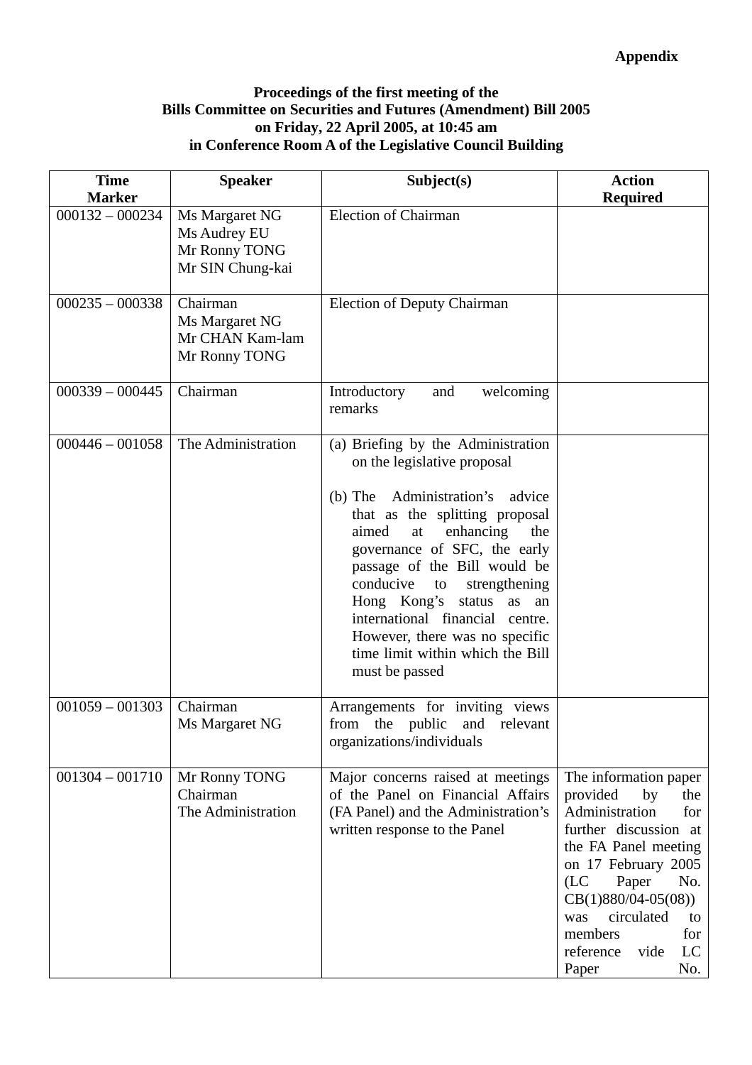**Appendix**

**Proceedings of the first meeting of the Bills Committee on Securities and Futures (Amendment) Bill 2005 on Friday, 22 April 2005, at 10:45 am in Conference Room A of the Legislative Council Building**

| Time Marker | Speaker | Subject(s) | Action Required |
|---|---|---|---|
| 000132 – 000234 | Ms Margaret NG<br>Ms Audrey EU<br>Mr Ronny TONG<br>Mr SIN Chung-kai | Election of Chairman | |
| 000235 – 000338 | Chairman<br>Ms Margaret NG<br>Mr CHAN Kam-lam<br>Mr Ronny TONG | Election of Deputy Chairman | |
| 000339 – 000445 | Chairman | Introductory and welcoming remarks | |
| 000446 – 001058 | The Administration | (a) Briefing by the Administration on the legislative proposal<br><br>(b) The Administration's advice that as the splitting proposal aimed at enhancing the governance of SFC, the early passage of the Bill would be conducive to strengthening Hong Kong's status as an international financial centre. However, there was no specific time limit within which the Bill must be passed | |
| 001059 – 001303 | Chairman<br>Ms Margaret NG | Arrangements for inviting views from the public and relevant organizations/individuals | |
| 001304 – 001710 | Mr Ronny TONG<br>Chairman<br>The Administration | Major concerns raised at meetings of the Panel on Financial Affairs (FA Panel) and the Administration's written response to the Panel | The information paper provided by the Administration for further discussion at the FA Panel meeting on 17 February 2005 (LC Paper No. CB(1)880/04-05(08)) was circulated to members for reference vide LC Paper No. |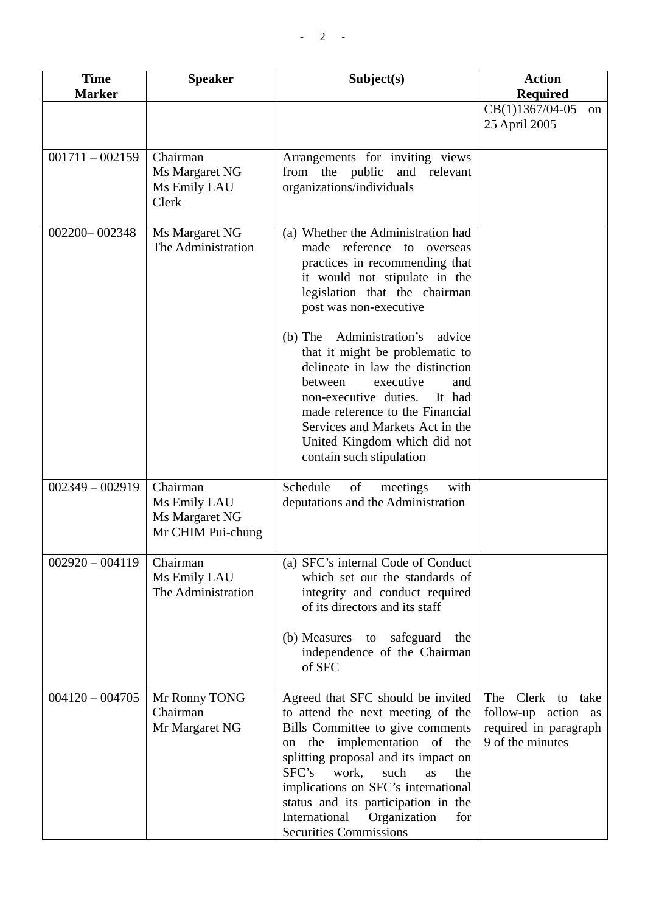| Time Marker | Speaker | Subject(s) | Action Required |
|---|---|---|---|
| | | | CB(1)1367/04-05 on 25 April 2005 |
| 001711 – 002159 | Chairman<br>Ms Margaret NG<br>Ms Emily LAU<br>Clerk | Arrangements for inviting views from the public and relevant organizations/individuals | |
| 002200– 002348 | Ms Margaret NG<br>The Administration | (a) Whether the Administration had made reference to overseas practices in recommending that it would not stipulate in the legislation that the chairman post was non-executive<br><br>(b) The Administration's advice that it might be problematic to delineate in law the distinction between executive and non-executive duties. It had made reference to the Financial Services and Markets Act in the United Kingdom which did not contain such stipulation | |
| 002349 – 002919 | Chairman<br>Ms Emily LAU<br>Ms Margaret NG<br>Mr CHIM Pui-chung | Schedule of meetings with deputations and the Administration | |
| 002920 – 004119 | Chairman<br>Ms Emily LAU<br>The Administration | (a) SFC's internal Code of Conduct which set out the standards of integrity and conduct required of its directors and its staff<br><br>(b) Measures to safeguard the independence of the Chairman of SFC | |
| 004120 – 004705 | Mr Ronny TONG<br>Chairman<br>Mr Margaret NG | Agreed that SFC should be invited to attend the next meeting of the Bills Committee to give comments on the implementation of the splitting proposal and its impact on SFC's work, such as the implications on SFC's international status and its participation in the International Organization for Securities Commissions | The Clerk to take follow-up action as required in paragraph 9 of the minutes |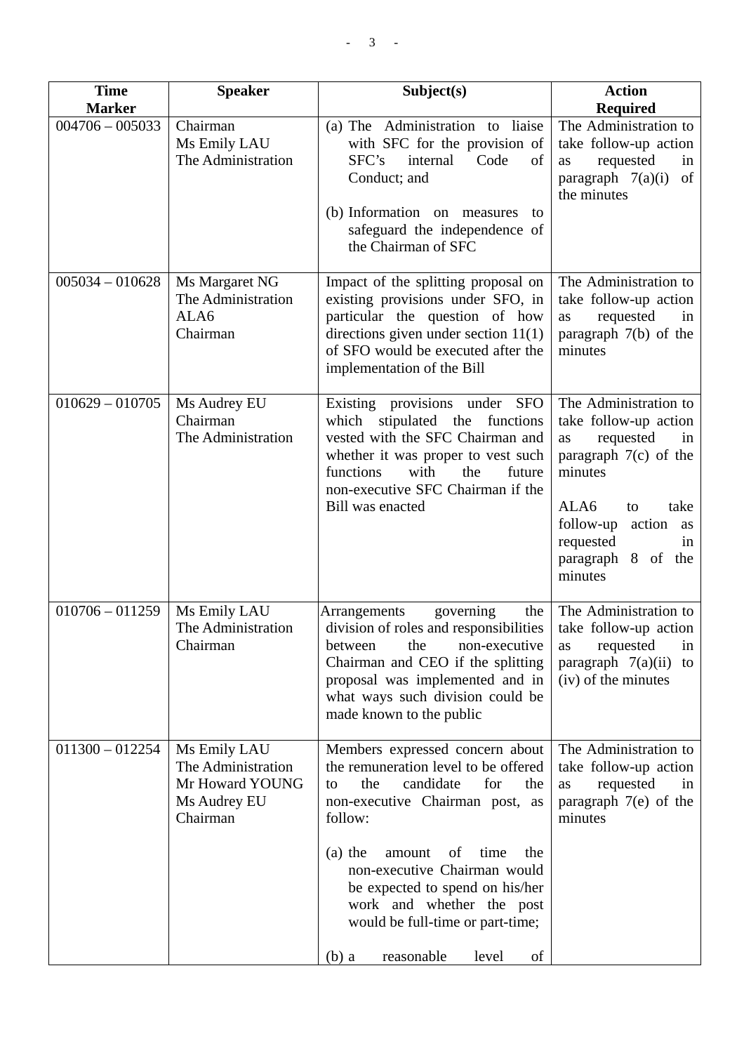| Time Marker | Speaker | Subject(s) | Action Required |
| --- | --- | --- | --- |
| 004706 – 005033 | Chairman<br>Ms Emily LAU<br>The Administration | (a) The Administration to liaise with SFC for the provision of SFC's internal Code of Conduct; and<br><br>(b) Information on measures to safeguard the independence of the Chairman of SFC | The Administration to take follow-up action as requested in paragraph 7(a)(i) of the minutes |
| 005034 – 010628 | Ms Margaret NG<br>The Administration<br>ALA6<br>Chairman | Impact of the splitting proposal on existing provisions under SFO, in particular the question of how directions given under section 11(1) of SFO would be executed after the implementation of the Bill | The Administration to take follow-up action as requested in paragraph 7(b) of the minutes |
| 010629 – 010705 | Ms Audrey EU<br>Chairman<br>The Administration | Existing provisions under SFO which stipulated the functions vested with the SFC Chairman and whether it was proper to vest such functions with the future non-executive SFC Chairman if the Bill was enacted | The Administration to take follow-up action as requested in paragraph 7(c) of the minutes<br><br>ALA6 to take follow-up action as requested in paragraph 8 of the minutes |
| 010706 – 011259 | Ms Emily LAU<br>The Administration<br>Chairman | Arrangements governing the division of roles and responsibilities between the non-executive Chairman and CEO if the splitting proposal was implemented and in what ways such division could be made known to the public | The Administration to take follow-up action as requested in paragraph 7(a)(ii) to (iv) of the minutes |
| 011300 – 012254 | Ms Emily LAU<br>The Administration<br>Mr Howard YOUNG<br>Ms Audrey EU<br>Chairman | Members expressed concern about the remuneration level to be offered to the candidate for the non-executive Chairman post, as follow:<br><br>(a) the amount of time the non-executive Chairman would be expected to spend on his/her work and whether the post would be full-time or part-time;<br><br>(b) a reasonable level of | The Administration to take follow-up action as requested in paragraph 7(e) of the minutes |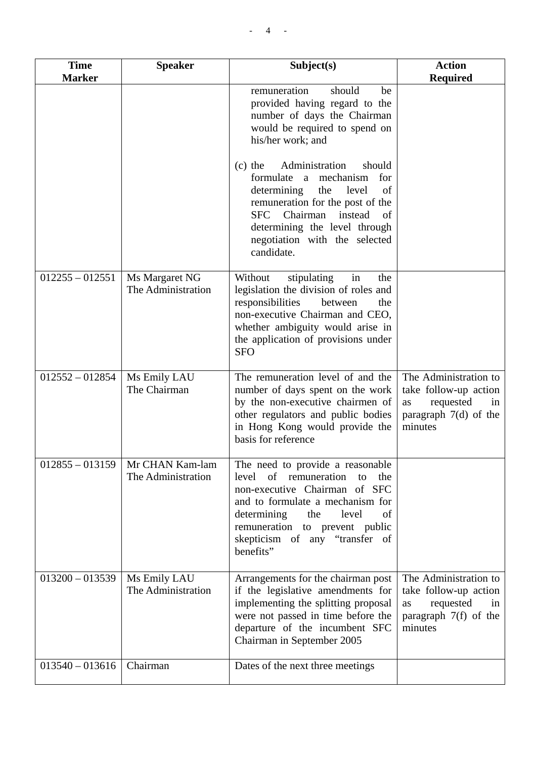| Time Marker | Speaker | Subject(s) | Action Required |
|---|---|---|---|
| | | remuneration should be provided having regard to the number of days the Chairman would be required to spend on his/her work; and<br><br>(c) the Administration should formulate a mechanism for determining the level of remuneration for the post of the SFC Chairman instead of determining the level through negotiation with the selected candidate. | |
| 012255 – 012551 | Ms Margaret NG<br>The Administration | Without stipulating in the legislation the division of roles and responsibilities between the non-executive Chairman and CEO, whether ambiguity would arise in the application of provisions under SFO | |
| 012552 – 012854 | Ms Emily LAU<br>The Chairman | The remuneration level of and the number of days spent on the work by the non-executive chairmen of other regulators and public bodies in Hong Kong would provide the basis for reference | The Administration to take follow-up action as requested in paragraph 7(d) of the minutes |
| 012855 – 013159 | Mr CHAN Kam-lam<br>The Administration | The need to provide a reasonable level of remuneration to the non-executive Chairman of SFC and to formulate a mechanism for determining the level of remuneration to prevent public skepticism of any "transfer of benefits" | |
| 013200 – 013539 | Ms Emily LAU<br>The Administration | Arrangements for the chairman post if the legislative amendments for implementing the splitting proposal were not passed in time before the departure of the incumbent SFC Chairman in September 2005 | The Administration to take follow-up action as requested in paragraph 7(f) of the minutes |
| 013540 – 013616 | Chairman | Dates of the next three meetings | |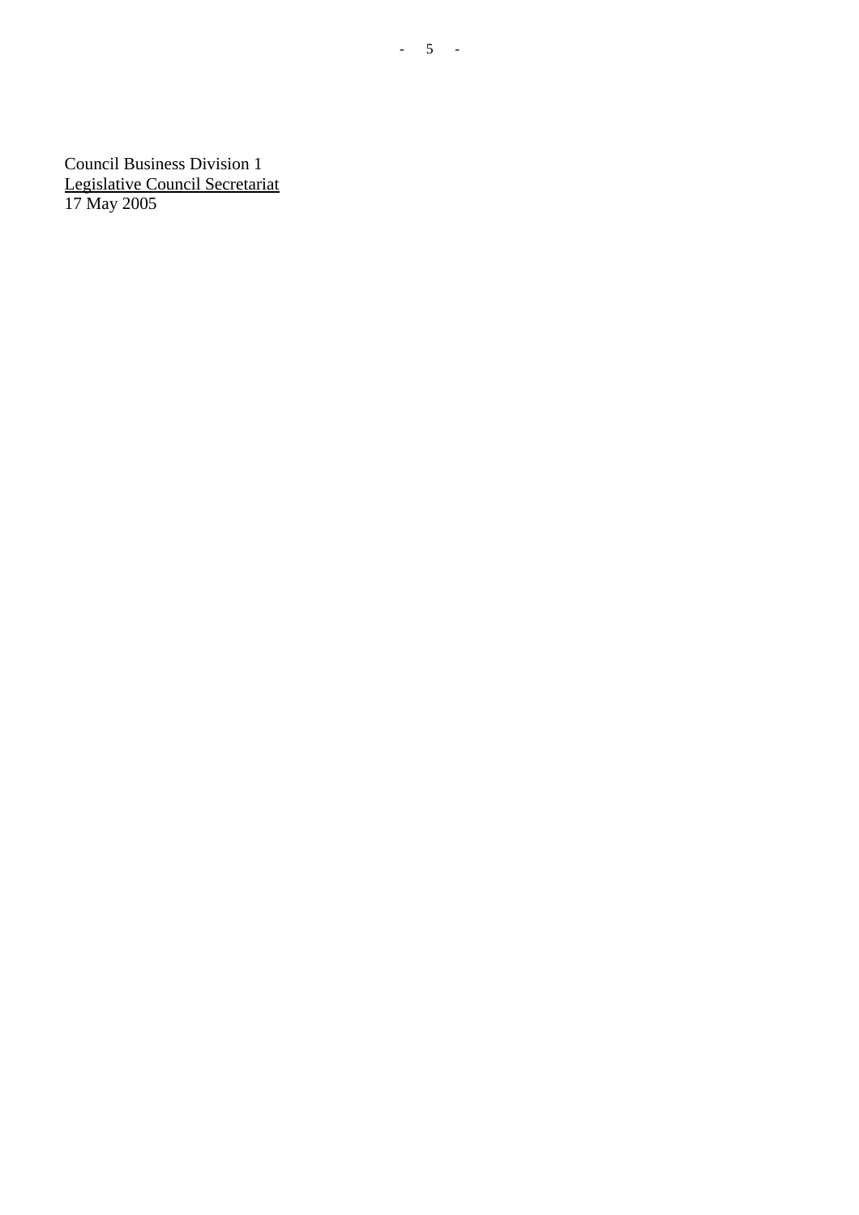Council Business Division 1
Legislative Council Secretariat
17 May 2005